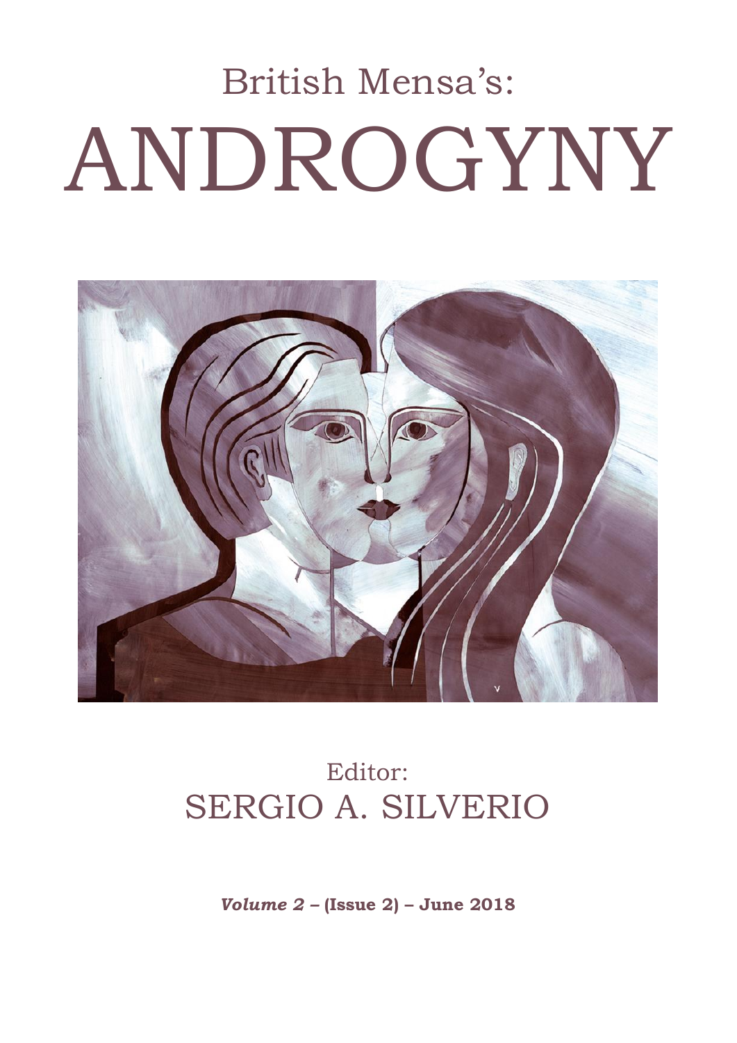British Mensa's:

# ANDROGYNY

Editor:

SERGIO A. SILVERIO

***Volume 2*** **– (Issue 2) – June 2018**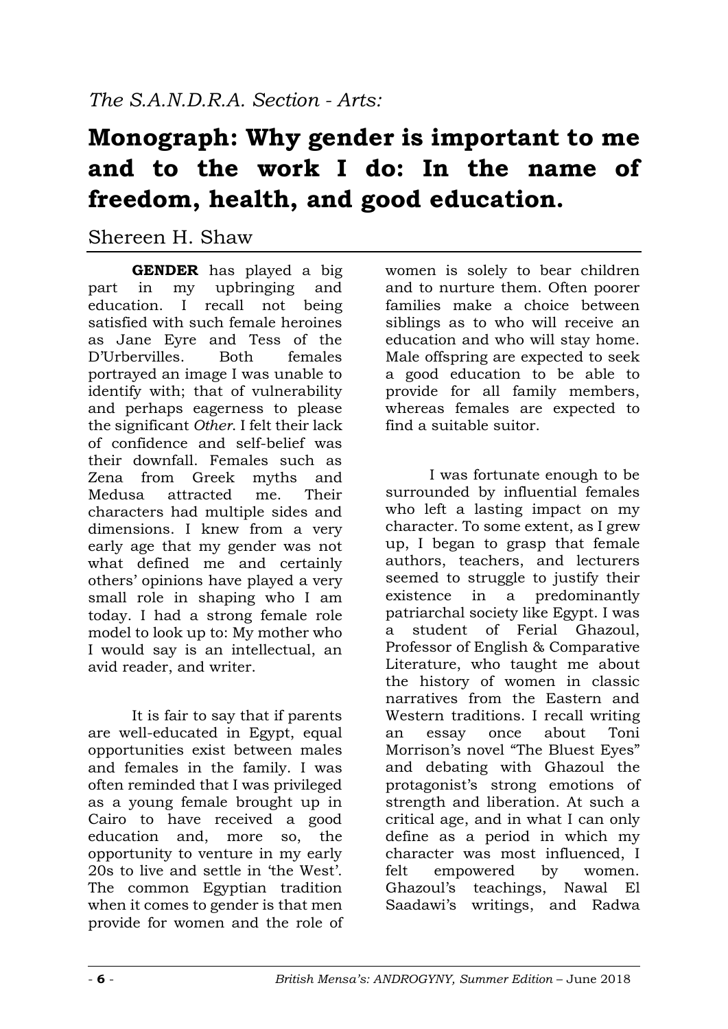*The S.A.N.D.R.A. Section - Arts:*

# Monograph: Why gender is important to me and to the work I do: In the name of freedom, health, and good education.

Shereen H. Shaw

**GENDER** has played a big part in my upbringing and education. I recall not being satisfied with such female heroines as Jane Eyre and Tess of the D'Urbervilles. Both females portrayed an image I was unable to identify with; that of vulnerability and perhaps eagerness to please the significant *Other*. I felt their lack of confidence and self-belief was their downfall. Females such as Zena from Greek myths and Medusa attracted me. Their characters had multiple sides and dimensions. I knew from a very early age that my gender was not what defined me and certainly others' opinions have played a very small role in shaping who I am today. I had a strong female role model to look up to: My mother who I would say is an intellectual, an avid reader, and writer.

It is fair to say that if parents are well-educated in Egypt, equal opportunities exist between males and females in the family. I was often reminded that I was privileged as a young female brought up in Cairo to have received a good education and, more so, the opportunity to venture in my early 20s to live and settle in 'the West'. The common Egyptian tradition when it comes to gender is that men provide for women and the role of women is solely to bear children and to nurture them. Often poorer families make a choice between siblings as to who will receive an education and who will stay home. Male offspring are expected to seek a good education to be able to provide for all family members, whereas females are expected to find a suitable suitor.

I was fortunate enough to be surrounded by influential females who left a lasting impact on my character. To some extent, as I grew up, I began to grasp that female authors, teachers, and lecturers seemed to struggle to justify their existence in a predominantly patriarchal society like Egypt. I was a student of Ferial Ghazoul, Professor of English & Comparative Literature, who taught me about the history of women in classic narratives from the Eastern and Western traditions. I recall writing an essay once about Toni Morrison's novel "The Bluest Eyes" and debating with Ghazoul the protagonist's strong emotions of strength and liberation. At such a critical age, and in what I can only define as a period in which my character was most influenced, I felt empowered by women. Ghazoul's teachings, Nawal El Saadawi's writings, and Radwa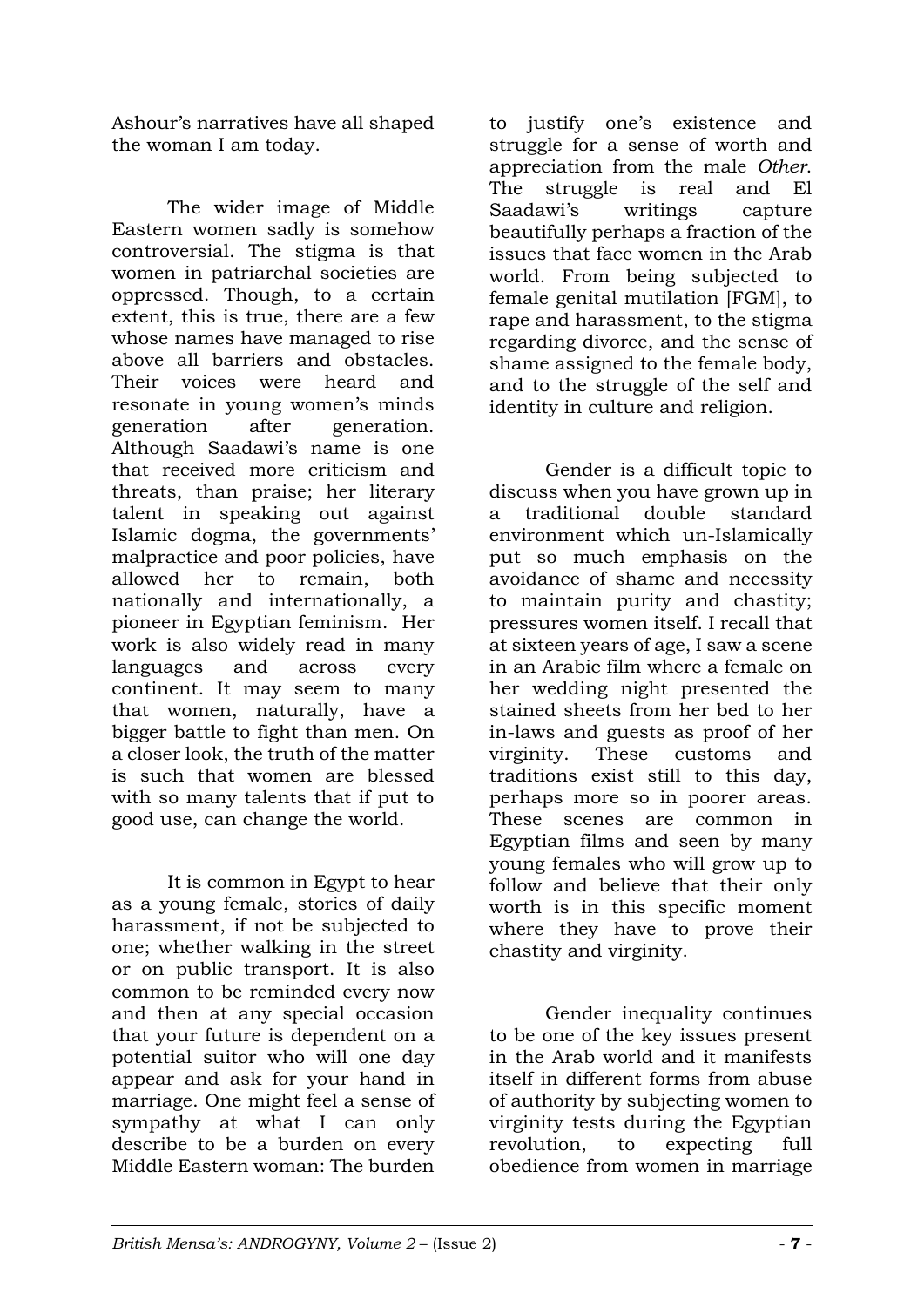Ashour's narratives have all shaped the woman I am today.

The wider image of Middle Eastern women sadly is somehow controversial. The stigma is that women in patriarchal societies are oppressed. Though, to a certain extent, this is true, there are a few whose names have managed to rise above all barriers and obstacles. Their voices were heard and resonate in young women's minds generation after generation. Although Saadawi's name is one that received more criticism and threats, than praise; her literary talent in speaking out against Islamic dogma, the governments' malpractice and poor policies, have allowed her to remain, both nationally and internationally, a pioneer in Egyptian feminism. Her work is also widely read in many languages and across every continent. It may seem to many that women, naturally, have a bigger battle to fight than men. On a closer look, the truth of the matter is such that women are blessed with so many talents that if put to good use, can change the world.

It is common in Egypt to hear as a young female, stories of daily harassment, if not be subjected to one; whether walking in the street or on public transport. It is also common to be reminded every now and then at any special occasion that your future is dependent on a potential suitor who will one day appear and ask for your hand in marriage. One might feel a sense of sympathy at what I can only describe to be a burden on every Middle Eastern woman: The burden to justify one's existence and struggle for a sense of worth and appreciation from the male *Other*. The struggle is real and El Saadawi's writings capture beautifully perhaps a fraction of the issues that face women in the Arab world. From being subjected to female genital mutilation [FGM], to rape and harassment, to the stigma regarding divorce, and the sense of shame assigned to the female body, and to the struggle of the self and identity in culture and religion.

Gender is a difficult topic to discuss when you have grown up in a traditional double standard environment which un-Islamically put so much emphasis on the avoidance of shame and necessity to maintain purity and chastity; pressures women itself. I recall that at sixteen years of age, I saw a scene in an Arabic film where a female on her wedding night presented the stained sheets from her bed to her in-laws and guests as proof of her virginity. These customs and traditions exist still to this day, perhaps more so in poorer areas. These scenes are common in Egyptian films and seen by many young females who will grow up to follow and believe that their only worth is in this specific moment where they have to prove their chastity and virginity.

Gender inequality continues to be one of the key issues present in the Arab world and it manifests itself in different forms from abuse of authority by subjecting women to virginity tests during the Egyptian revolution, to expecting full obedience from women in marriage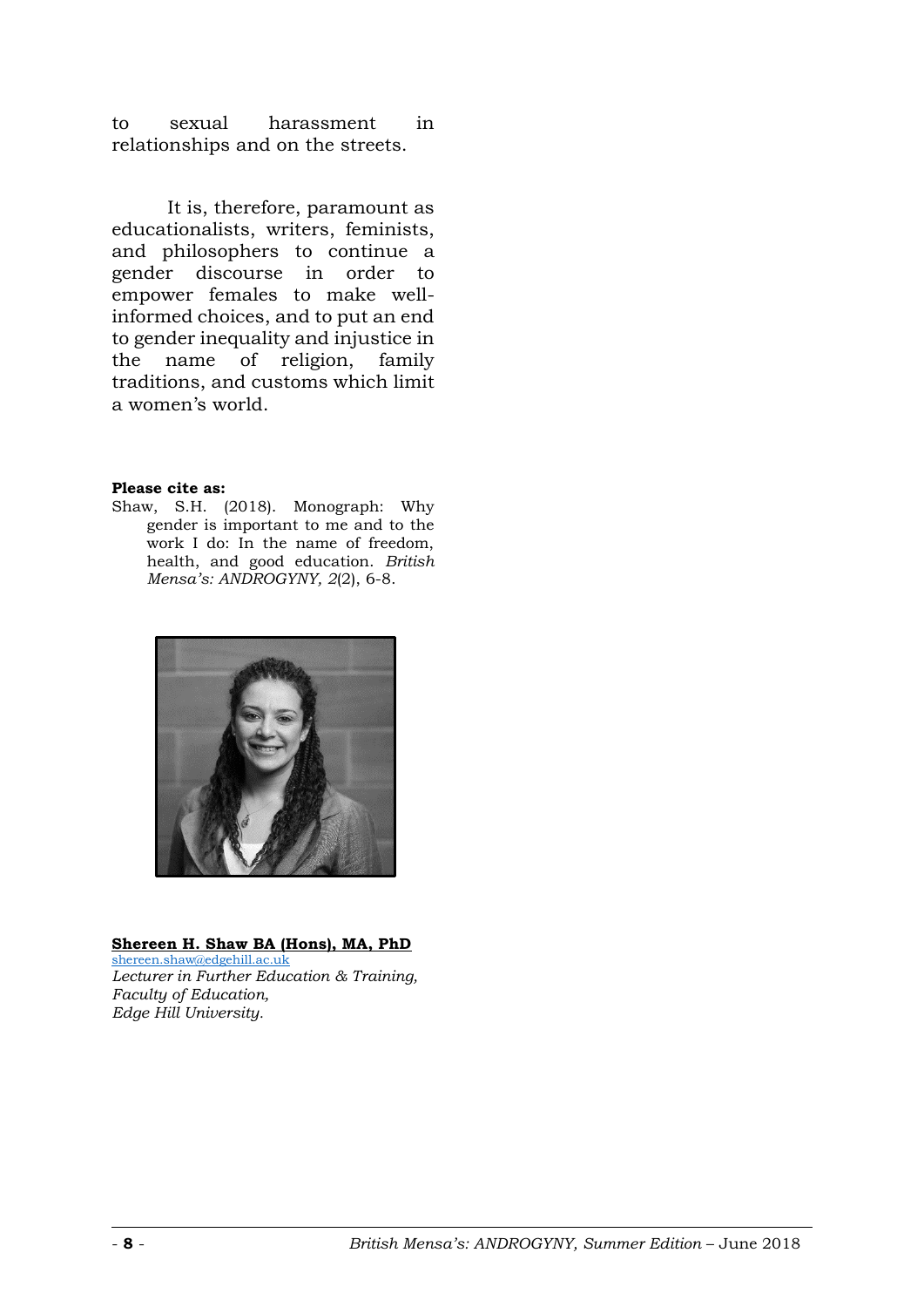to sexual harassment in relationships and on the streets.

It is, therefore, paramount as educationalists, writers, feminists, and philosophers to continue a gender discourse in order to empower females to make well-informed choices, and to put an end to gender inequality and injustice in the name of religion, family traditions, and customs which limit a women's world.

**Please cite as:**
Shaw, S.H. (2018). Monograph: Why gender is important to me and to the work I do: In the name of freedom, health, and good education. *British Mensa's: ANDROGYNY, 2*(2), 6-8.

**Shereen H. Shaw BA (Hons), MA, PhD**
shereen.shaw@edgehill.ac.uk
*Lecturer in Further Education & Training,*
*Faculty of Education,*
*Edge Hill University.*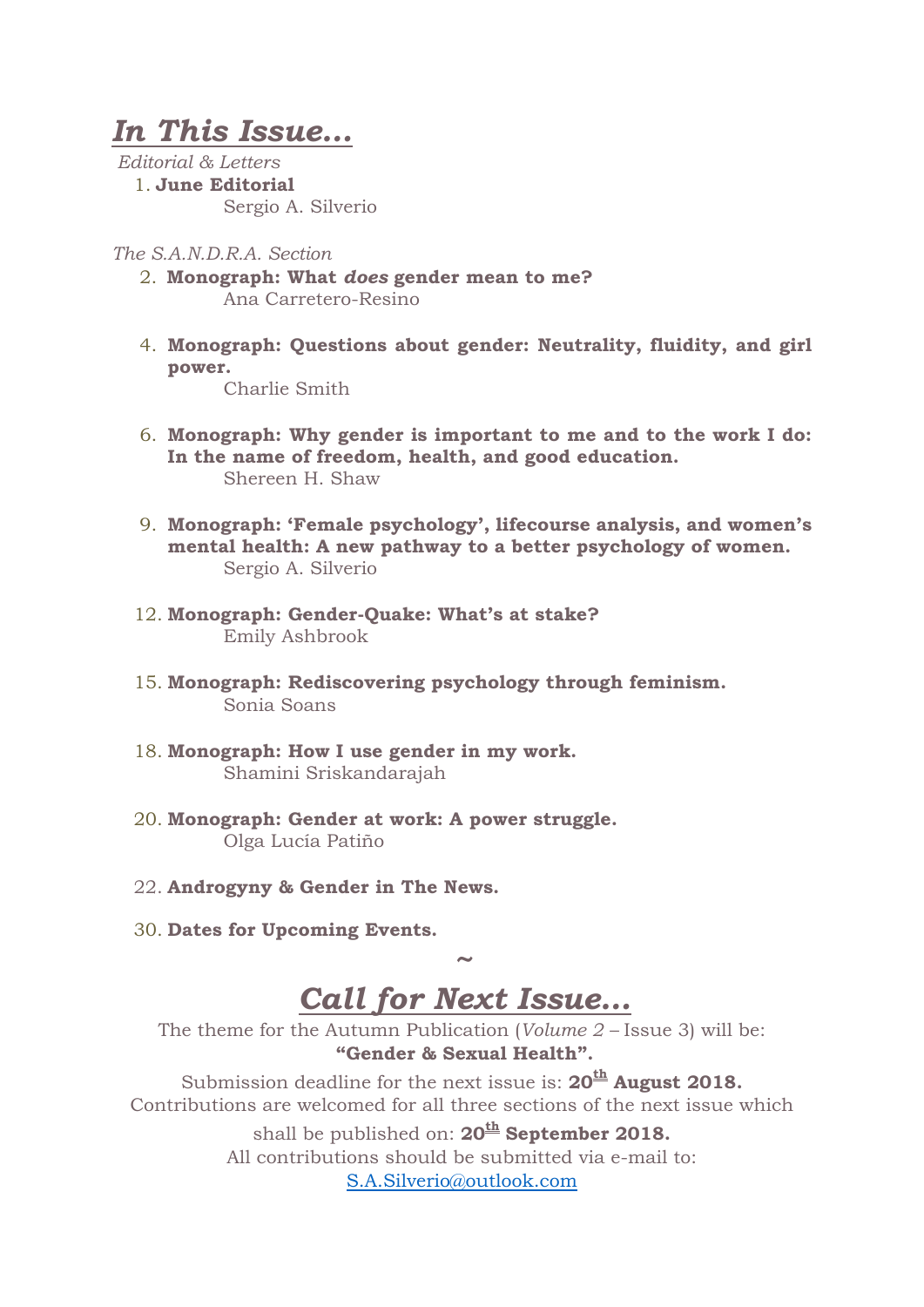# *In This Issue…*

*Editorial & Letters*

1. **June Editorial**
   Sergio A. Silverio

*The S.A.N.D.R.A. Section*

2. **Monograph: What *does* gender mean to me?**
   Ana Carretero-Resino

4. **Monograph: Questions about gender: Neutrality, fluidity, and girl power.**
   Charlie Smith

6. **Monograph: Why gender is important to me and to the work I do: In the name of freedom, health, and good education.**
   Shereen H. Shaw

9. **Monograph: 'Female psychology', lifecourse analysis, and women's mental health: A new pathway to a better psychology of women.**
   Sergio A. Silverio

12. **Monograph: Gender-Quake: What's at stake?**
    Emily Ashbrook

15. **Monograph: Rediscovering psychology through feminism.**
    Sonia Soans

18. **Monograph: How I use gender in my work.**
    Shamini Sriskandarajah

20. **Monograph: Gender at work: A power struggle.**
    Olga Lucía Patiño

22. **Androgyny & Gender in The News.**

30. **Dates for Upcoming Events.**

~

# *Call for Next Issue…*

The theme for the Autumn Publication (*Volume 2* – Issue 3) will be:
**"Gender & Sexual Health".**

Submission deadline for the next issue is: **20th August 2018.**
Contributions are welcomed for all three sections of the next issue which shall be published on: **20th September 2018.**
All contributions should be submitted via e-mail to:
S.A.Silverio@outlook.com